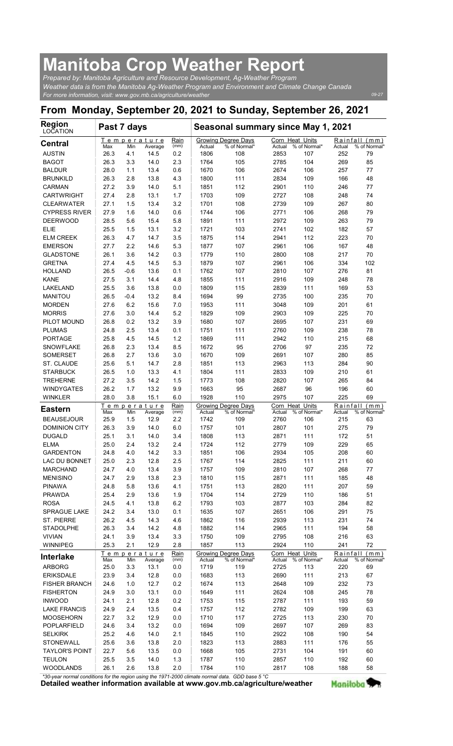# Manitoba Crop Weather Report

*Prepared by: Manitoba Agriculture and Resource Development, Ag-Weather Program*
*Weather data is from the Manitoba Ag-Weather Program and Environment and Climate Change Canada*
*For more information, visit: www.gov.mb.ca/agriculture/weather*

09-27

## From Monday, September 20, 2021 to Sunday, September 26, 2021

| Region LOCATION | Past 7 days | | | | Seasonal summary since May 1, 2021 | | | | | |
|---|---|---|---|---|---|---|---|---|---|---|
| | Temperature | | | Rain | Growing Degree Days | | Corn Heat Units | | Rainfall (mm) | |
| **Central** | Max | Min | Average | (mm) | Actual | % of Normal* | Actual | % of Normal* | Actual | % of Normal* |
| AUSTIN | 26.3 | 4.1 | 14.5 | 0.2 | 1806 | 108 | 2853 | 107 | 252 | 79 |
| BAGOT | 26.3 | 3.3 | 14.0 | 2.3 | 1764 | 105 | 2785 | 104 | 269 | 85 |
| BALDUR | 28.0 | 1.1 | 13.4 | 0.6 | 1670 | 106 | 2674 | 106 | 257 | 77 |
| BRUNKILD | 26.3 | 2.8 | 13.8 | 4.3 | 1800 | 111 | 2834 | 109 | 166 | 48 |
| CARMAN | 27.2 | 3.9 | 14.0 | 5.1 | 1851 | 112 | 2901 | 110 | 246 | 77 |
| CARTWRIGHT | 27.4 | 2.8 | 13.1 | 1.7 | 1703 | 109 | 2727 | 108 | 248 | 74 |
| CLEARWATER | 27.1 | 1.5 | 13.4 | 3.2 | 1701 | 108 | 2739 | 109 | 267 | 80 |
| CYPRESS RIVER | 27.9 | 1.6 | 14.0 | 0.6 | 1744 | 106 | 2771 | 106 | 268 | 79 |
| DEERWOOD | 28.5 | 5.6 | 15.4 | 5.8 | 1891 | 111 | 2972 | 109 | 263 | 79 |
| ELIE | 25.5 | 1.5 | 13.1 | 3.2 | 1721 | 103 | 2741 | 102 | 182 | 57 |
| ELM CREEK | 26.3 | 4.7 | 14.7 | 3.5 | 1875 | 114 | 2941 | 112 | 223 | 70 |
| EMERSON | 27.7 | 2.2 | 14.6 | 5.3 | 1877 | 107 | 2961 | 106 | 167 | 48 |
| GLADSTONE | 26.1 | 3.6 | 14.2 | 0.3 | 1779 | 110 | 2800 | 108 | 217 | 70 |
| GRETNA | 27.4 | 4.5 | 14.5 | 5.3 | 1879 | 107 | 2961 | 106 | 334 | 102 |
| HOLLAND | 26.5 | -0.6 | 13.6 | 0.1 | 1762 | 107 | 2810 | 107 | 276 | 81 |
| KANE | 27.5 | 3.1 | 14.4 | 4.8 | 1855 | 111 | 2916 | 109 | 248 | 78 |
| LAKELAND | 25.5 | 3.6 | 13.8 | 0.0 | 1809 | 115 | 2839 | 111 | 169 | 53 |
| MANITOU | 26.5 | -0.4 | 13.2 | 8.4 | 1694 | 99 | 2735 | 100 | 235 | 70 |
| MORDEN | 27.6 | 6.2 | 15.6 | 7.0 | 1953 | 111 | 3048 | 109 | 201 | 61 |
| MORRIS | 27.6 | 3.0 | 14.4 | 5.2 | 1829 | 109 | 2903 | 109 | 225 | 70 |
| PILOT MOUND | 26.8 | 0.2 | 13.2 | 3.9 | 1680 | 107 | 2695 | 107 | 231 | 69 |
| PLUMAS | 24.8 | 2.5 | 13.4 | 0.1 | 1751 | 111 | 2760 | 109 | 238 | 78 |
| PORTAGE | 25.8 | 4.5 | 14.5 | 1.2 | 1869 | 111 | 2942 | 110 | 215 | 68 |
| SNOWFLAKE | 26.8 | 2.3 | 13.4 | 8.5 | 1672 | 95 | 2706 | 97 | 235 | 72 |
| SOMERSET | 26.8 | 2.7 | 13.6 | 3.0 | 1670 | 109 | 2691 | 107 | 280 | 85 |
| ST. CLAUDE | 25.6 | 5.1 | 14.7 | 2.8 | 1851 | 113 | 2963 | 113 | 284 | 90 |
| STARBUCK | 26.5 | 1.0 | 13.3 | 4.1 | 1804 | 111 | 2833 | 109 | 210 | 61 |
| TREHERNE | 27.2 | 3.5 | 14.2 | 1.5 | 1773 | 108 | 2820 | 107 | 265 | 84 |
| WINDYGATES | 26.2 | 1.7 | 13.2 | 9.9 | 1663 | 95 | 2687 | 96 | 196 | 60 |
| WINKLER | 28.0 | 3.8 | 15.1 | 6.0 | 1928 | 110 | 2975 | 107 | 225 | 69 |
| | Temperature | | | Rain | Growing Degree Days | | Corn Heat Units | | Rainfall (mm) | |
| **Eastern** | Max | Min | Average | (mm) | Actual | % of Normal* | Actual | % of Normal* | Actual | % of Normal* |
| BEAUSEJOUR | 25.9 | 1.5 | 12.9 | 2.2 | 1742 | 109 | 2760 | 106 | 215 | 63 |
| DOMINION CITY | 26.3 | 3.9 | 14.0 | 6.0 | 1757 | 101 | 2807 | 101 | 275 | 79 |
| DUGALD | 25.1 | 3.1 | 14.0 | 3.4 | 1808 | 113 | 2871 | 111 | 172 | 51 |
| ELMA | 25.0 | 2.4 | 13.2 | 2.4 | 1724 | 112 | 2779 | 109 | 229 | 65 |
| GARDENTON | 24.8 | 4.0 | 14.2 | 3.3 | 1851 | 106 | 2934 | 105 | 208 | 60 |
| LAC DU BONNET | 25.0 | 2.3 | 12.8 | 2.5 | 1767 | 114 | 2825 | 111 | 211 | 60 |
| MARCHAND | 24.7 | 4.0 | 13.4 | 3.9 | 1757 | 109 | 2810 | 107 | 268 | 77 |
| MENISINO | 24.7 | 2.9 | 13.8 | 2.3 | 1810 | 115 | 2871 | 111 | 185 | 48 |
| PINAWA | 24.8 | 5.8 | 13.6 | 4.1 | 1751 | 113 | 2820 | 111 | 207 | 59 |
| PRAWDA | 25.4 | 2.9 | 13.6 | 1.9 | 1704 | 114 | 2729 | 110 | 186 | 51 |
| ROSA | 24.5 | 4.1 | 13.8 | 6.2 | 1793 | 103 | 2877 | 103 | 284 | 82 |
| SPRAGUE LAKE | 24.2 | 3.4 | 13.0 | 0.1 | 1635 | 107 | 2651 | 106 | 291 | 75 |
| ST. PIERRE | 26.2 | 4.5 | 14.3 | 4.6 | 1862 | 116 | 2939 | 113 | 231 | 74 |
| STADOLPHE | 26.3 | 3.4 | 14.2 | 4.8 | 1882 | 114 | 2965 | 111 | 194 | 58 |
| VIVIAN | 24.1 | 3.9 | 13.4 | 3.3 | 1750 | 109 | 2795 | 108 | 216 | 63 |
| WINNIPEG | 25.3 | 2.1 | 12.9 | 2.8 | 1857 | 113 | 2924 | 110 | 241 | 72 |
| | Temperature | | | Rain | Growing Degree Days | | Corn Heat Units | | Rainfall (mm) | |
| **Interlake** | Max | Min | Average | (mm) | Actual | % of Normal* | Actual | % of Normal* | Actual | % of Normal* |
| ARBORG | 25.0 | 3.3 | 13.1 | 0.0 | 1719 | 119 | 2725 | 113 | 220 | 69 |
| ERIKSDALE | 23.9 | 3.4 | 12.8 | 0.0 | 1683 | 113 | 2690 | 111 | 213 | 67 |
| FISHER BRANCH | 24.6 | 1.0 | 12.7 | 0.2 | 1674 | 113 | 2648 | 109 | 232 | 73 |
| FISHERTON | 24.9 | 3.0 | 13.1 | 0.0 | 1649 | 111 | 2624 | 108 | 245 | 78 |
| INWOOD | 24.1 | 2.1 | 12.8 | 0.2 | 1753 | 115 | 2787 | 111 | 193 | 59 |
| LAKE FRANCIS | 24.9 | 2.4 | 13.5 | 0.4 | 1757 | 112 | 2782 | 109 | 199 | 63 |
| MOOSEHORN | 22.7 | 3.2 | 12.9 | 0.0 | 1710 | 117 | 2725 | 113 | 230 | 70 |
| POPLARFIELD | 24.6 | 3.4 | 13.2 | 0.0 | 1694 | 109 | 2697 | 107 | 269 | 83 |
| SELKIRK | 25.2 | 4.6 | 14.0 | 2.1 | 1845 | 110 | 2922 | 108 | 190 | 54 |
| STONEWALL | 25.6 | 3.6 | 13.8 | 2.0 | 1823 | 113 | 2883 | 111 | 176 | 55 |
| TAYLOR'S POINT | 22.7 | 5.6 | 13.5 | 0.0 | 1668 | 105 | 2731 | 104 | 191 | 60 |
| TEULON | 25.5 | 3.5 | 14.0 | 1.3 | 1787 | 110 | 2857 | 110 | 192 | 60 |
| WOODLANDS | 26.1 | 2.6 | 13.8 | 2.0 | 1784 | 110 | 2817 | 108 | 188 | 58 |

*\*30-year normal conditions for the region using the 1971-2000 climate normal data. GDD base 5 °C*

**Detailed weather information available at www.gov.mb.ca/agriculture/weather**

Manitoba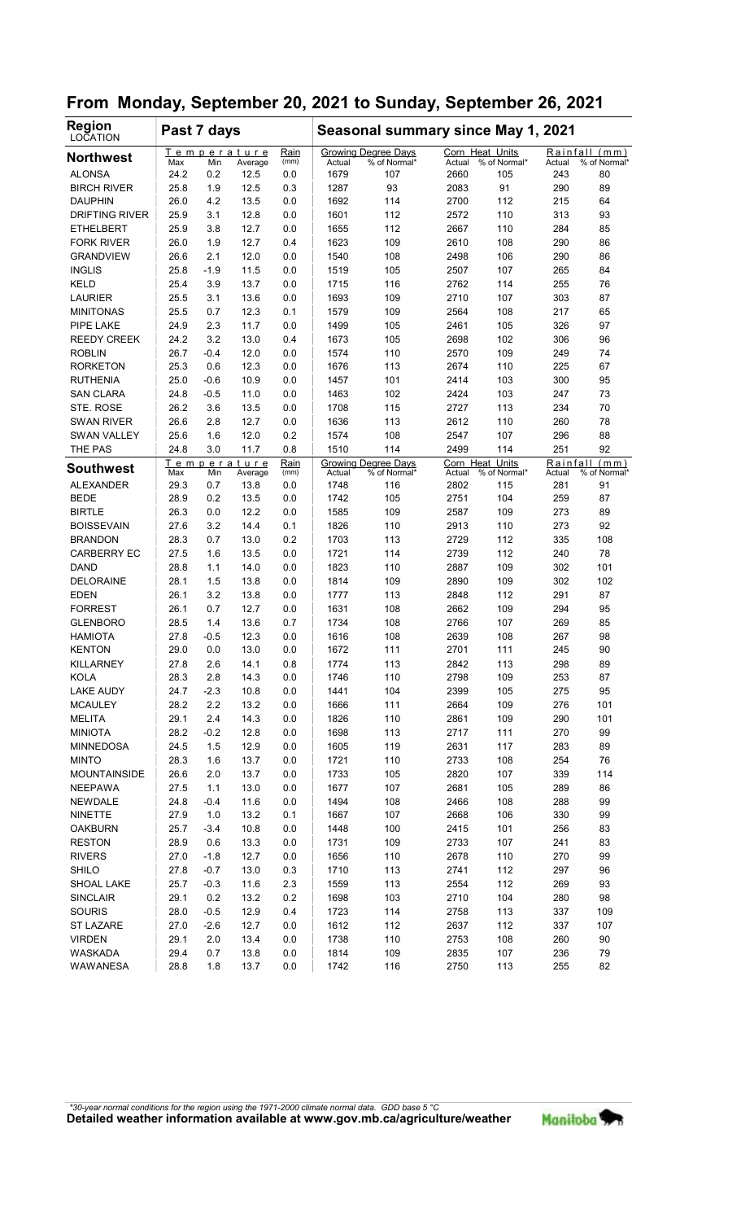# From Monday, September 20, 2021 to Sunday, September 26, 2021

| Region LOCATION | Past 7 days | | | | Seasonal summary since May 1, 2021 | | | | | |
|---|---|---|---|---|---|---|---|---|---|---|
| **Northwest** | Temperature | | | Rain | Growing Degree Days | | Corn Heat Units | | Rainfall (mm) | |
| | Max | Min | Average | (mm) | Actual | % of Normal* | Actual | % of Normal* | Actual | % of Normal* |
| ALONSA | 24.2 | 0.2 | 12.5 | 0.0 | 1679 | 107 | 2660 | 105 | 243 | 80 |
| BIRCH RIVER | 25.8 | 1.9 | 12.5 | 0.3 | 1287 | 93 | 2083 | 91 | 290 | 89 |
| DAUPHIN | 26.0 | 4.2 | 13.5 | 0.0 | 1692 | 114 | 2700 | 112 | 215 | 64 |
| DRIFTING RIVER | 25.9 | 3.1 | 12.8 | 0.0 | 1601 | 112 | 2572 | 110 | 313 | 93 |
| ETHELBERT | 25.9 | 3.8 | 12.7 | 0.0 | 1655 | 112 | 2667 | 110 | 284 | 85 |
| FORK RIVER | 26.0 | 1.9 | 12.7 | 0.4 | 1623 | 109 | 2610 | 108 | 290 | 86 |
| GRANDVIEW | 26.6 | 2.1 | 12.0 | 0.0 | 1540 | 108 | 2498 | 106 | 290 | 86 |
| INGLIS | 25.8 | -1.9 | 11.5 | 0.0 | 1519 | 105 | 2507 | 107 | 265 | 84 |
| KELD | 25.4 | 3.9 | 13.7 | 0.0 | 1715 | 116 | 2762 | 114 | 255 | 76 |
| LAURIER | 25.5 | 3.1 | 13.6 | 0.0 | 1693 | 109 | 2710 | 107 | 303 | 87 |
| MINITONAS | 25.5 | 0.7 | 12.3 | 0.1 | 1579 | 109 | 2564 | 108 | 217 | 65 |
| PIPE LAKE | 24.9 | 2.3 | 11.7 | 0.0 | 1499 | 105 | 2461 | 105 | 326 | 97 |
| REEDY CREEK | 24.2 | 3.2 | 13.0 | 0.4 | 1673 | 105 | 2698 | 102 | 306 | 96 |
| ROBLIN | 26.7 | -0.4 | 12.0 | 0.0 | 1574 | 110 | 2570 | 109 | 249 | 74 |
| RORKETON | 25.3 | 0.6 | 12.3 | 0.0 | 1676 | 113 | 2674 | 110 | 225 | 67 |
| RUTHENIA | 25.0 | -0.6 | 10.9 | 0.0 | 1457 | 101 | 2414 | 103 | 300 | 95 |
| SAN CLARA | 24.8 | -0.5 | 11.0 | 0.0 | 1463 | 102 | 2424 | 103 | 247 | 73 |
| STE. ROSE | 26.2 | 3.6 | 13.5 | 0.0 | 1708 | 115 | 2727 | 113 | 234 | 70 |
| SWAN RIVER | 26.6 | 2.8 | 12.7 | 0.0 | 1636 | 113 | 2612 | 110 | 260 | 78 |
| SWAN VALLEY | 25.6 | 1.6 | 12.0 | 0.2 | 1574 | 108 | 2547 | 107 | 296 | 88 |
| THE PAS | 24.8 | 3.0 | 11.7 | 0.8 | 1510 | 114 | 2499 | 114 | 251 | 92 |
| **Southwest** | Temperature | | | Rain | Growing Degree Days | | Corn Heat Units | | Rainfall (mm) | |
| | Max | Min | Average | (mm) | Actual | % of Normal* | Actual | % of Normal* | Actual | % of Normal* |
| ALEXANDER | 29.3 | 0.7 | 13.8 | 0.0 | 1748 | 116 | 2802 | 115 | 281 | 91 |
| BEDE | 28.9 | 0.2 | 13.5 | 0.0 | 1742 | 105 | 2751 | 104 | 259 | 87 |
| BIRTLE | 26.3 | 0.0 | 12.2 | 0.0 | 1585 | 109 | 2587 | 109 | 273 | 89 |
| BOISSEVAIN | 27.6 | 3.2 | 14.4 | 0.1 | 1826 | 110 | 2913 | 110 | 273 | 92 |
| BRANDON | 28.3 | 0.7 | 13.0 | 0.2 | 1703 | 113 | 2729 | 112 | 335 | 108 |
| CARBERRY EC | 27.5 | 1.6 | 13.5 | 0.0 | 1721 | 114 | 2739 | 112 | 240 | 78 |
| DAND | 28.8 | 1.1 | 14.0 | 0.0 | 1823 | 110 | 2887 | 109 | 302 | 101 |
| DELORAINE | 28.1 | 1.5 | 13.8 | 0.0 | 1814 | 109 | 2890 | 109 | 302 | 102 |
| EDEN | 26.1 | 3.2 | 13.8 | 0.0 | 1777 | 113 | 2848 | 112 | 291 | 87 |
| FORREST | 26.1 | 0.7 | 12.7 | 0.0 | 1631 | 108 | 2662 | 109 | 294 | 95 |
| GLENBORO | 28.5 | 1.4 | 13.6 | 0.7 | 1734 | 108 | 2766 | 107 | 269 | 85 |
| HAMIOTA | 27.8 | -0.5 | 12.3 | 0.0 | 1616 | 108 | 2639 | 108 | 267 | 98 |
| KENTON | 29.0 | 0.0 | 13.0 | 0.0 | 1672 | 111 | 2701 | 111 | 245 | 90 |
| KILLARNEY | 27.8 | 2.6 | 14.1 | 0.8 | 1774 | 113 | 2842 | 113 | 298 | 89 |
| KOLA | 28.3 | 2.8 | 14.3 | 0.0 | 1746 | 110 | 2798 | 109 | 253 | 87 |
| LAKE AUDY | 24.7 | -2.3 | 10.8 | 0.0 | 1441 | 104 | 2399 | 105 | 275 | 95 |
| MCAULEY | 28.2 | 2.2 | 13.2 | 0.0 | 1666 | 111 | 2664 | 109 | 276 | 101 |
| MELITA | 29.1 | 2.4 | 14.3 | 0.0 | 1826 | 110 | 2861 | 109 | 290 | 101 |
| MINIOTA | 28.2 | -0.2 | 12.8 | 0.0 | 1698 | 113 | 2717 | 111 | 270 | 99 |
| MINNEDOSA | 24.5 | 1.5 | 12.9 | 0.0 | 1605 | 119 | 2631 | 117 | 283 | 89 |
| MINTO | 28.3 | 1.6 | 13.7 | 0.0 | 1721 | 110 | 2733 | 108 | 254 | 76 |
| MOUNTAINSIDE | 26.6 | 2.0 | 13.7 | 0.0 | 1733 | 105 | 2820 | 107 | 339 | 114 |
| NEEPAWA | 27.5 | 1.1 | 13.0 | 0.0 | 1677 | 107 | 2681 | 105 | 289 | 86 |
| NEWDALE | 24.8 | -0.4 | 11.6 | 0.0 | 1494 | 108 | 2466 | 108 | 288 | 99 |
| NINETTE | 27.9 | 1.0 | 13.2 | 0.1 | 1667 | 107 | 2668 | 106 | 330 | 99 |
| OAKBURN | 25.7 | -3.4 | 10.8 | 0.0 | 1448 | 100 | 2415 | 101 | 256 | 83 |
| RESTON | 28.9 | 0.6 | 13.3 | 0.0 | 1731 | 109 | 2733 | 107 | 241 | 83 |
| RIVERS | 27.0 | -1.8 | 12.7 | 0.0 | 1656 | 110 | 2678 | 110 | 270 | 99 |
| SHILO | 27.8 | -0.7 | 13.0 | 0.3 | 1710 | 113 | 2741 | 112 | 297 | 96 |
| SHOAL LAKE | 25.7 | -0.3 | 11.6 | 2.3 | 1559 | 113 | 2554 | 112 | 269 | 93 |
| SINCLAIR | 29.1 | 0.2 | 13.2 | 0.2 | 1698 | 103 | 2710 | 104 | 280 | 98 |
| SOURIS | 28.0 | -0.5 | 12.9 | 0.4 | 1723 | 114 | 2758 | 113 | 337 | 109 |
| ST LAZARE | 27.0 | -2.6 | 12.7 | 0.0 | 1612 | 112 | 2637 | 112 | 337 | 107 |
| VIRDEN | 29.1 | 2.0 | 13.4 | 0.0 | 1738 | 110 | 2753 | 108 | 260 | 90 |
| WASKADA | 29.4 | 0.7 | 13.8 | 0.0 | 1814 | 109 | 2835 | 107 | 236 | 79 |
| WAWANESA | 28.8 | 1.8 | 13.7 | 0.0 | 1742 | 116 | 2750 | 113 | 255 | 82 |

*\*30-year normal conditions for the region using the 1971-2000 climate normal data. GDD base 5 °C*

**Detailed weather information available at www.gov.mb.ca/agriculture/weather**

Manitoba